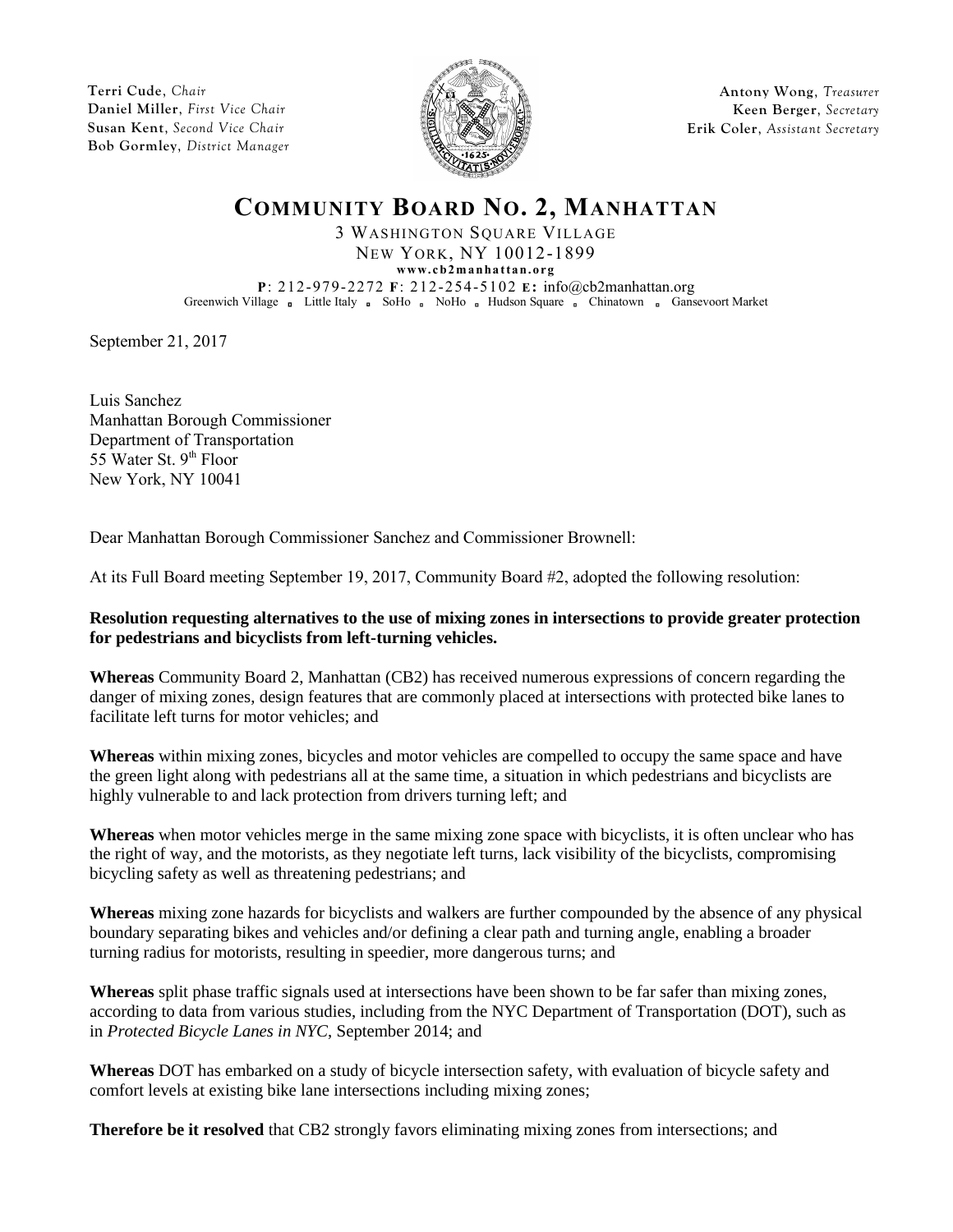**Terri Cude**, *Chair*
**Daniel Miller**, *First Vice Chair*
**Susan Kent**, *Second Vice Chair*
**Bob Gormley**, *District Manager*

**Antony Wong**, *Treasurer*
**Keen Berger**, *Secretary*
**Erik Coler**, *Assistant Secretary*

# COMMUNITY BOARD NO. 2, MANHATTAN

3 WASHINGTON SQUARE VILLAGE
NEW YORK, NY 10012-1899
**www.cb2manhattan.org**
**P**: 212-979-2272 **F**: 212-254-5102 **E:** info@cb2manhattan.org
Greenwich Village ▫ Little Italy ▫ SoHo ▫ NoHo ▫ Hudson Square ▫ Chinatown ▫ Gansevoort Market

September 21, 2017

Luis Sanchez
Manhattan Borough Commissioner
Department of Transportation
55 Water St. 9th Floor
New York, NY 10041

Dear Manhattan Borough Commissioner Sanchez and Commissioner Brownell:

At its Full Board meeting September 19, 2017, Community Board #2, adopted the following resolution:

**Resolution requesting alternatives to the use of mixing zones in intersections to provide greater protection for pedestrians and bicyclists from left-turning vehicles.**

**Whereas** Community Board 2, Manhattan (CB2) has received numerous expressions of concern regarding the danger of mixing zones, design features that are commonly placed at intersections with protected bike lanes to facilitate left turns for motor vehicles; and

**Whereas** within mixing zones, bicycles and motor vehicles are compelled to occupy the same space and have the green light along with pedestrians all at the same time, a situation in which pedestrians and bicyclists are highly vulnerable to and lack protection from drivers turning left; and

**Whereas** when motor vehicles merge in the same mixing zone space with bicyclists, it is often unclear who has the right of way, and the motorists, as they negotiate left turns, lack visibility of the bicyclists, compromising bicycling safety as well as threatening pedestrians; and

**Whereas** mixing zone hazards for bicyclists and walkers are further compounded by the absence of any physical boundary separating bikes and vehicles and/or defining a clear path and turning angle, enabling a broader turning radius for motorists, resulting in speedier, more dangerous turns; and

**Whereas** split phase traffic signals used at intersections have been shown to be far safer than mixing zones, according to data from various studies, including from the NYC Department of Transportation (DOT), such as in *Protected Bicycle Lanes in NYC*, September 2014; and

**Whereas** DOT has embarked on a study of bicycle intersection safety, with evaluation of bicycle safety and comfort levels at existing bike lane intersections including mixing zones;

**Therefore be it resolved** that CB2 strongly favors eliminating mixing zones from intersections; and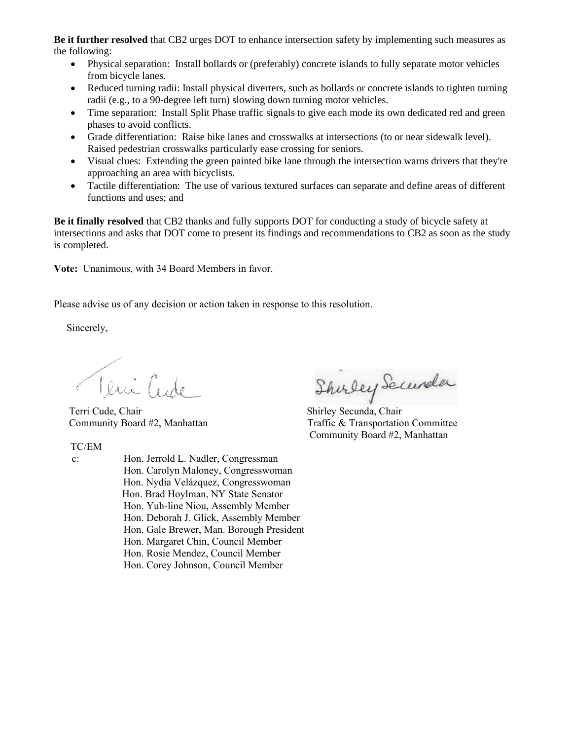**Be it further resolved** that CB2 urges DOT to enhance intersection safety by implementing such measures as the following:

- Physical separation: Install bollards or (preferably) concrete islands to fully separate motor vehicles from bicycle lanes.
- Reduced turning radii: Install physical diverters, such as bollards or concrete islands to tighten turning radii (e.g., to a 90-degree left turn) slowing down turning motor vehicles.
- Time separation: Install Split Phase traffic signals to give each mode its own dedicated red and green phases to avoid conflicts.
- Grade differentiation: Raise bike lanes and crosswalks at intersections (to or near sidewalk level). Raised pedestrian crosswalks particularly ease crossing for seniors.
- Visual clues: Extending the green painted bike lane through the intersection warns drivers that they're approaching an area with bicyclists.
- Tactile differentiation: The use of various textured surfaces can separate and define areas of different functions and uses; and

**Be it finally resolved** that CB2 thanks and fully supports DOT for conducting a study of bicycle safety at intersections and asks that DOT come to present its findings and recommendations to CB2 as soon as the study is completed.

**Vote:** Unanimous, with 34 Board Members in favor.

Please advise us of any decision or action taken in response to this resolution.

Sincerely,

Terri Cude, Chair
Community Board #2, Manhattan

Shirley Secunda, Chair
Traffic & Transportation Committee
Community Board #2, Manhattan

TC/EM

c: Hon. Jerrold L. Nadler, Congressman
Hon. Carolyn Maloney, Congresswoman
Hon. Nydia Velázquez, Congresswoman
Hon. Brad Hoylman, NY State Senator
Hon. Yuh-line Niou, Assembly Member
Hon. Deborah J. Glick, Assembly Member
Hon. Gale Brewer, Man. Borough President
Hon. Margaret Chin, Council Member
Hon. Rosie Mendez, Council Member
Hon. Corey Johnson, Council Member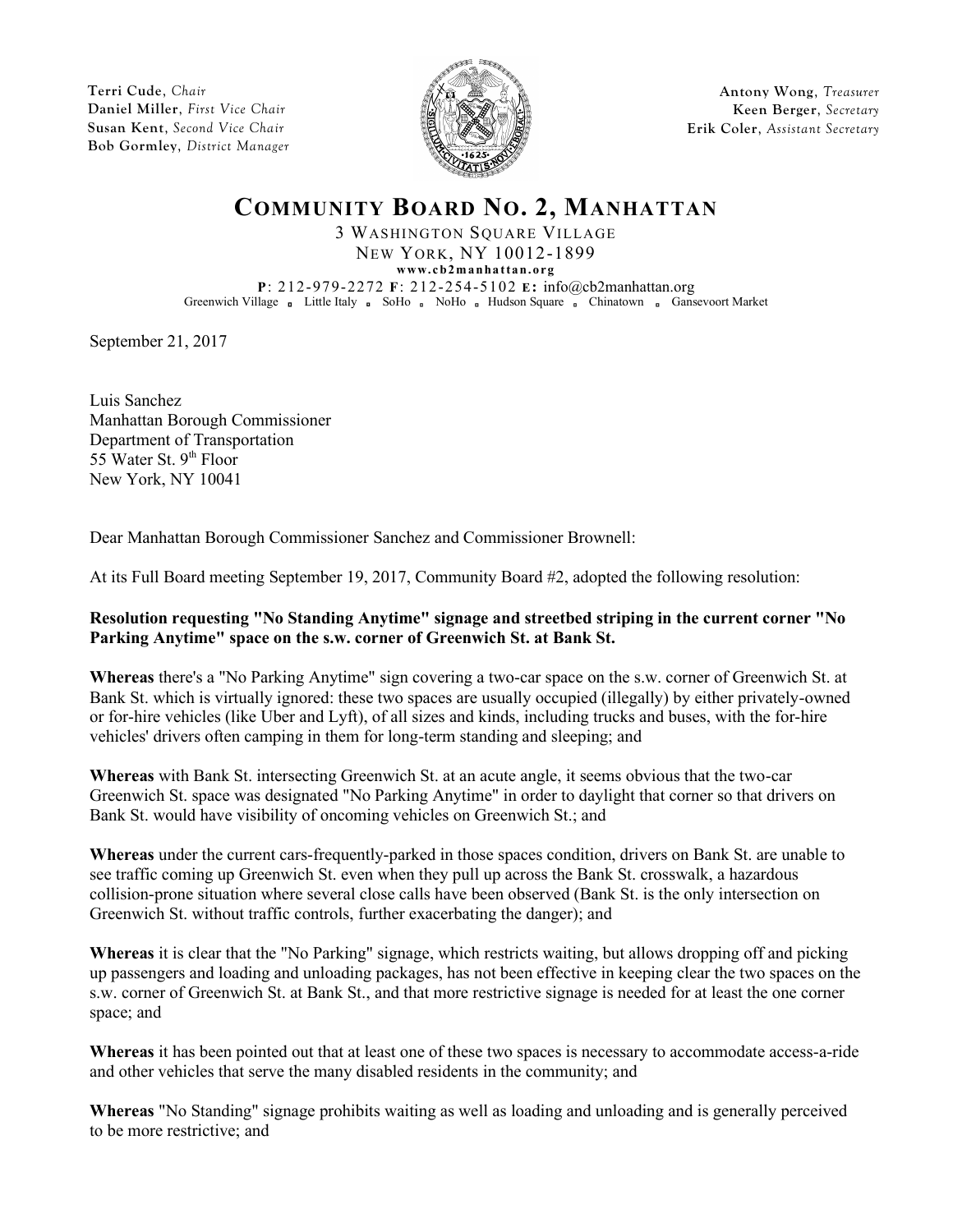**Terri Cude**, *Chair*
**Daniel Miller**, *First Vice Chair*
**Susan Kent**, *Second Vice Chair*
**Bob Gormley**, *District Manager*

**Antony Wong**, *Treasurer*
**Keen Berger**, *Secretary*
**Erik Coler**, *Assistant Secretary*

# COMMUNITY BOARD NO. 2, MANHATTAN

3 WASHINGTON SQUARE VILLAGE
NEW YORK, NY 10012-1899
**www.cb2manhattan.org**
**P**: 212-979-2272 **F**: 212-254-5102 **E:** info@cb2manhattan.org
Greenwich Village ▫ Little Italy ▫ SoHo ▫ NoHo ▫ Hudson Square ▫ Chinatown ▫ Gansevoort Market

September 21, 2017

Luis Sanchez
Manhattan Borough Commissioner
Department of Transportation
55 Water St. 9th Floor
New York, NY 10041

Dear Manhattan Borough Commissioner Sanchez and Commissioner Brownell:

At its Full Board meeting September 19, 2017, Community Board #2, adopted the following resolution:

**Resolution requesting "No Standing Anytime" signage and streetbed striping in the current corner "No Parking Anytime" space on the s.w. corner of Greenwich St. at Bank St.**

**Whereas** there's a "No Parking Anytime" sign covering a two-car space on the s.w. corner of Greenwich St. at Bank St. which is virtually ignored: these two spaces are usually occupied (illegally) by either privately-owned or for-hire vehicles (like Uber and Lyft), of all sizes and kinds, including trucks and buses, with the for-hire vehicles' drivers often camping in them for long-term standing and sleeping; and

**Whereas** with Bank St. intersecting Greenwich St. at an acute angle, it seems obvious that the two-car Greenwich St. space was designated "No Parking Anytime" in order to daylight that corner so that drivers on Bank St. would have visibility of oncoming vehicles on Greenwich St.; and

**Whereas** under the current cars-frequently-parked in those spaces condition, drivers on Bank St. are unable to see traffic coming up Greenwich St. even when they pull up across the Bank St. crosswalk, a hazardous collision-prone situation where several close calls have been observed (Bank St. is the only intersection on Greenwich St. without traffic controls, further exacerbating the danger); and

**Whereas** it is clear that the "No Parking" signage, which restricts waiting, but allows dropping off and picking up passengers and loading and unloading packages, has not been effective in keeping clear the two spaces on the s.w. corner of Greenwich St. at Bank St., and that more restrictive signage is needed for at least the one corner space; and

**Whereas** it has been pointed out that at least one of these two spaces is necessary to accommodate access-a-ride and other vehicles that serve the many disabled residents in the community; and

**Whereas** "No Standing" signage prohibits waiting as well as loading and unloading and is generally perceived to be more restrictive; and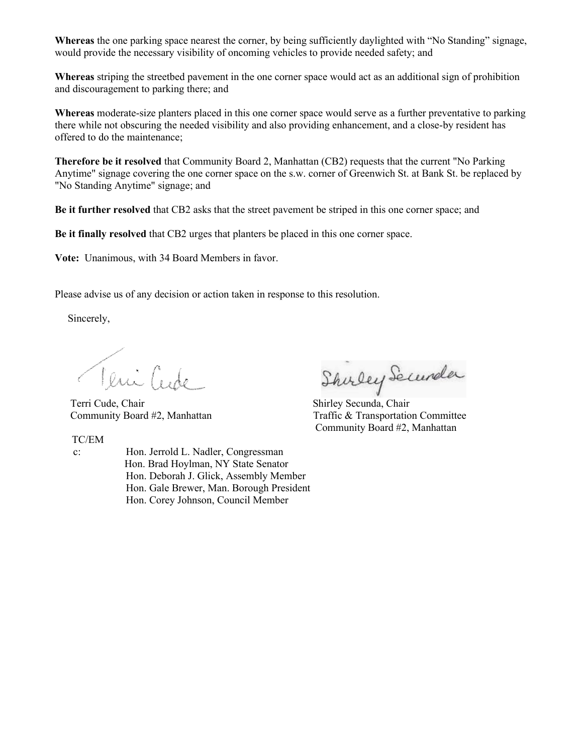**Whereas** the one parking space nearest the corner, by being sufficiently daylighted with "No Standing" signage, would provide the necessary visibility of oncoming vehicles to provide needed safety; and

**Whereas** striping the streetbed pavement in the one corner space would act as an additional sign of prohibition and discouragement to parking there; and

**Whereas** moderate-size planters placed in this one corner space would serve as a further preventative to parking there while not obscuring the needed visibility and also providing enhancement, and a close-by resident has offered to do the maintenance;

**Therefore be it resolved** that Community Board 2, Manhattan (CB2) requests that the current "No Parking Anytime" signage covering the one corner space on the s.w. corner of Greenwich St. at Bank St. be replaced by "No Standing Anytime" signage; and

**Be it further resolved** that CB2 asks that the street pavement be striped in this one corner space; and

**Be it finally resolved** that CB2 urges that planters be placed in this one corner space.

**Vote:** Unanimous, with 34 Board Members in favor.

Please advise us of any decision or action taken in response to this resolution.

Sincerely,

Terri Cude, Chair
Community Board #2, Manhattan

Shirley Secunda, Chair
Traffic & Transportation Committee
Community Board #2, Manhattan

TC/EM

c: Hon. Jerrold L. Nadler, Congressman
Hon. Brad Hoylman, NY State Senator
Hon. Deborah J. Glick, Assembly Member
Hon. Gale Brewer, Man. Borough President
Hon. Corey Johnson, Council Member